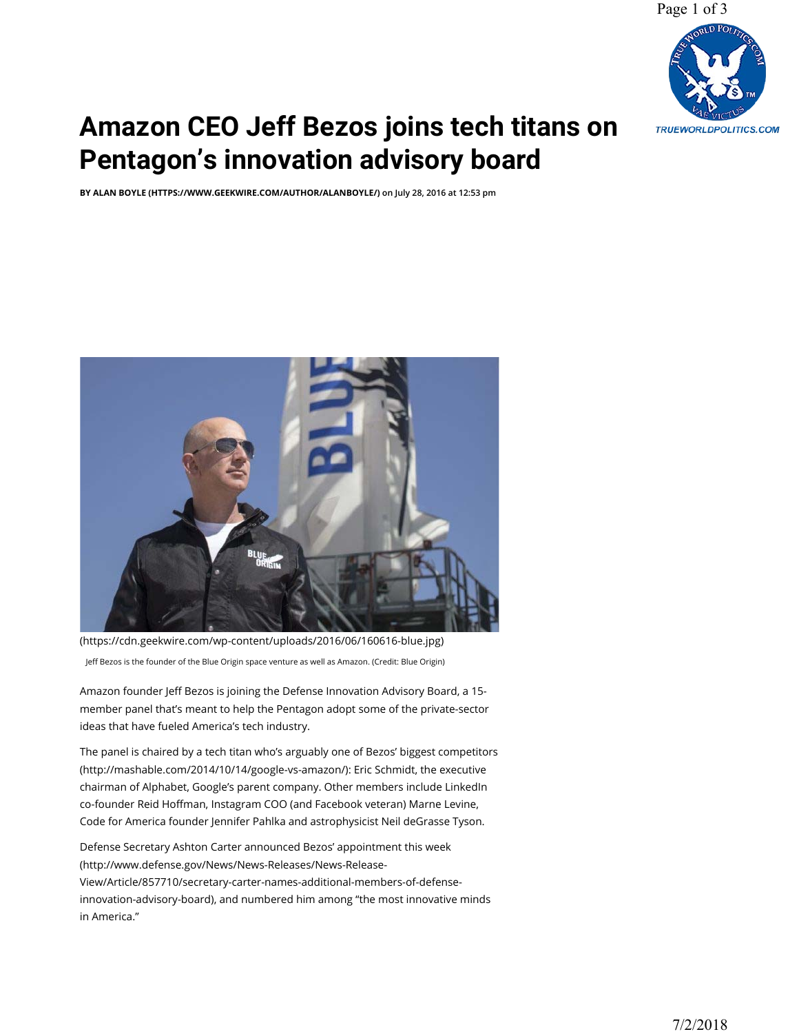# Amazon CEO Jeff Bezos joins tech titans on Pentagon's innovation advisory board

**BY ALAN BOYLE (HTTPS://WWW.GEEKWIRE.COM/AUTHOR/ALANBOYLE/)** on July 28, 2016 at 12:53 pm

(https://cdn.geekwire.com/wp-content/uploads/2016/06/160616-blue.jpg)

Jeff Bezos is the founder of the Blue Origin space venture as well as Amazon. (Credit: Blue Origin)

Amazon founder Jeff Bezos is joining the Defense Innovation Advisory Board, a 15-member panel that's meant to help the Pentagon adopt some of the private-sector ideas that have fueled America's tech industry.

The panel is chaired by a tech titan who's arguably one of Bezos' biggest competitors (http://mashable.com/2014/10/14/google-vs-amazon/): Eric Schmidt, the executive chairman of Alphabet, Google's parent company. Other members include LinkedIn co-founder Reid Hoffman, Instagram COO (and Facebook veteran) Marne Levine, Code for America founder Jennifer Pahlka and astrophysicist Neil deGrasse Tyson.

Defense Secretary Ashton Carter announced Bezos' appointment this week (http://www.defense.gov/News/News-Releases/News-Release-View/Article/857710/secretary-carter-names-additional-members-of-defense-innovation-advisory-board), and numbered him among "the most innovative minds in America."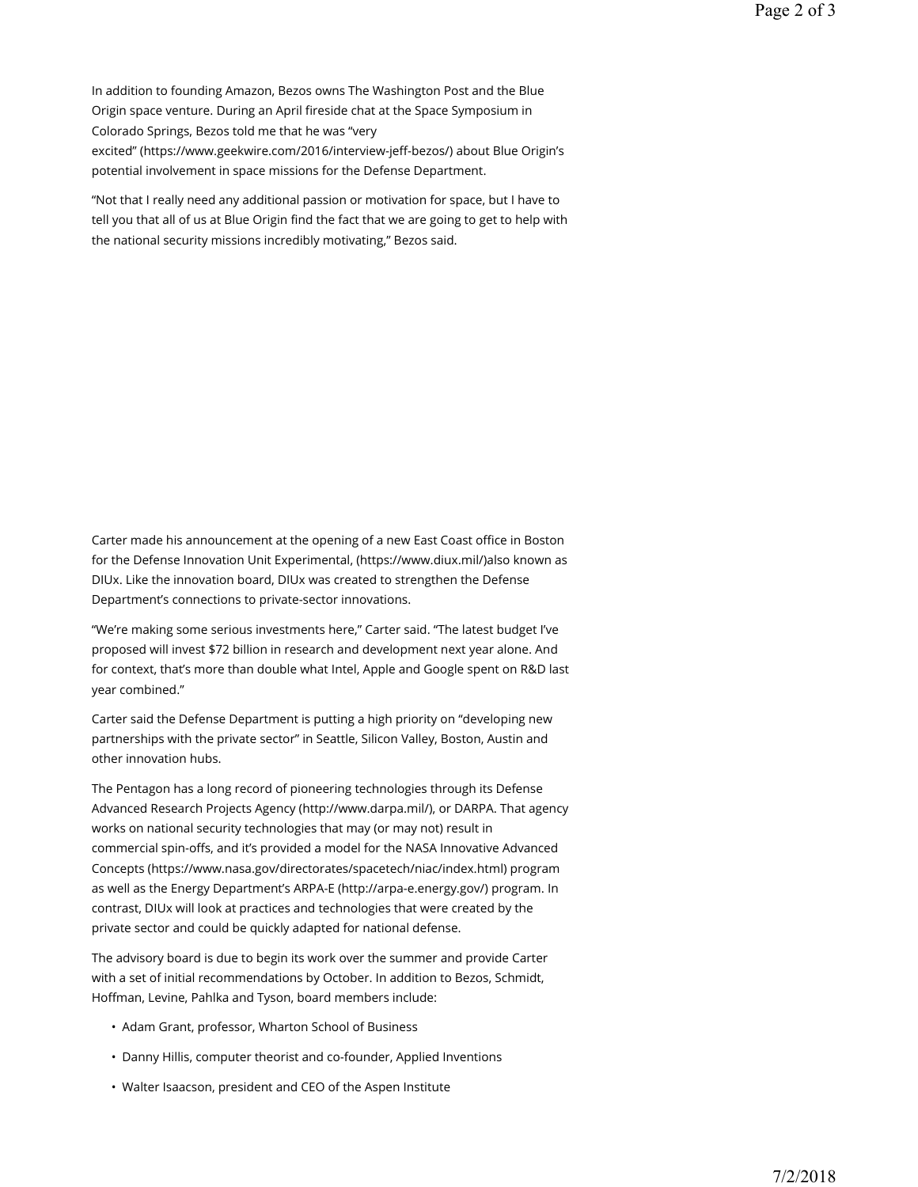In addition to founding Amazon, Bezos owns The Washington Post and the Blue Origin space venture. During an April fireside chat at the Space Symposium in Colorado Springs, Bezos told me that he was "very excited" (https://www.geekwire.com/2016/interview-jeff-bezos/) about Blue Origin's potential involvement in space missions for the Defense Department.

"Not that I really need any additional passion or motivation for space, but I have to tell you that all of us at Blue Origin find the fact that we are going to get to help with the national security missions incredibly motivating," Bezos said.

Carter made his announcement at the opening of a new East Coast office in Boston for the Defense Innovation Unit Experimental, (https://www.diux.mil/)also known as DIUx. Like the innovation board, DIUx was created to strengthen the Defense Department's connections to private-sector innovations.

"We're making some serious investments here," Carter said. "The latest budget I've proposed will invest $72 billion in research and development next year alone. And for context, that's more than double what Intel, Apple and Google spent on R&D last year combined."

Carter said the Defense Department is putting a high priority on "developing new partnerships with the private sector" in Seattle, Silicon Valley, Boston, Austin and other innovation hubs.

The Pentagon has a long record of pioneering technologies through its Defense Advanced Research Projects Agency (http://www.darpa.mil/), or DARPA. That agency works on national security technologies that may (or may not) result in commercial spin-offs, and it's provided a model for the NASA Innovative Advanced Concepts (https://www.nasa.gov/directorates/spacetech/niac/index.html) program as well as the Energy Department's ARPA-E (http://arpa-e.energy.gov/) program. In contrast, DIUx will look at practices and technologies that were created by the private sector and could be quickly adapted for national defense.

The advisory board is due to begin its work over the summer and provide Carter with a set of initial recommendations by October. In addition to Bezos, Schmidt, Hoffman, Levine, Pahlka and Tyson, board members include:

- Adam Grant, professor, Wharton School of Business
- Danny Hillis, computer theorist and co-founder, Applied Inventions
- Walter Isaacson, president and CEO of the Aspen Institute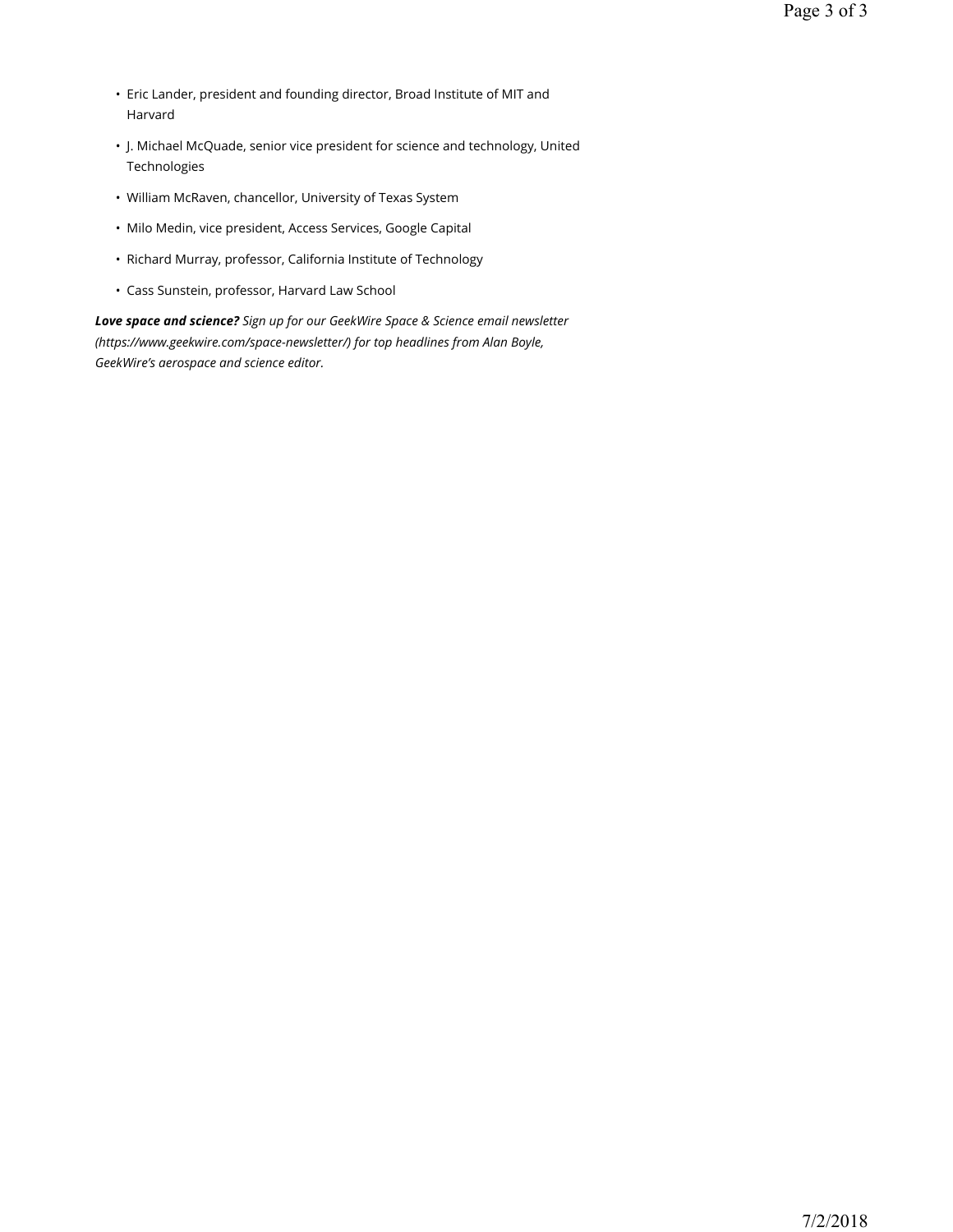- Eric Lander, president and founding director, Broad Institute of MIT and Harvard
- J. Michael McQuade, senior vice president for science and technology, United Technologies
- William McRaven, chancellor, University of Texas System
- Milo Medin, vice president, Access Services, Google Capital
- Richard Murray, professor, California Institute of Technology
- Cass Sunstein, professor, Harvard Law School

***Love space and science?*** *Sign up for our GeekWire Space & Science email newsletter (https://www.geekwire.com/space-newsletter/) for top headlines from Alan Boyle, GeekWire's aerospace and science editor.*